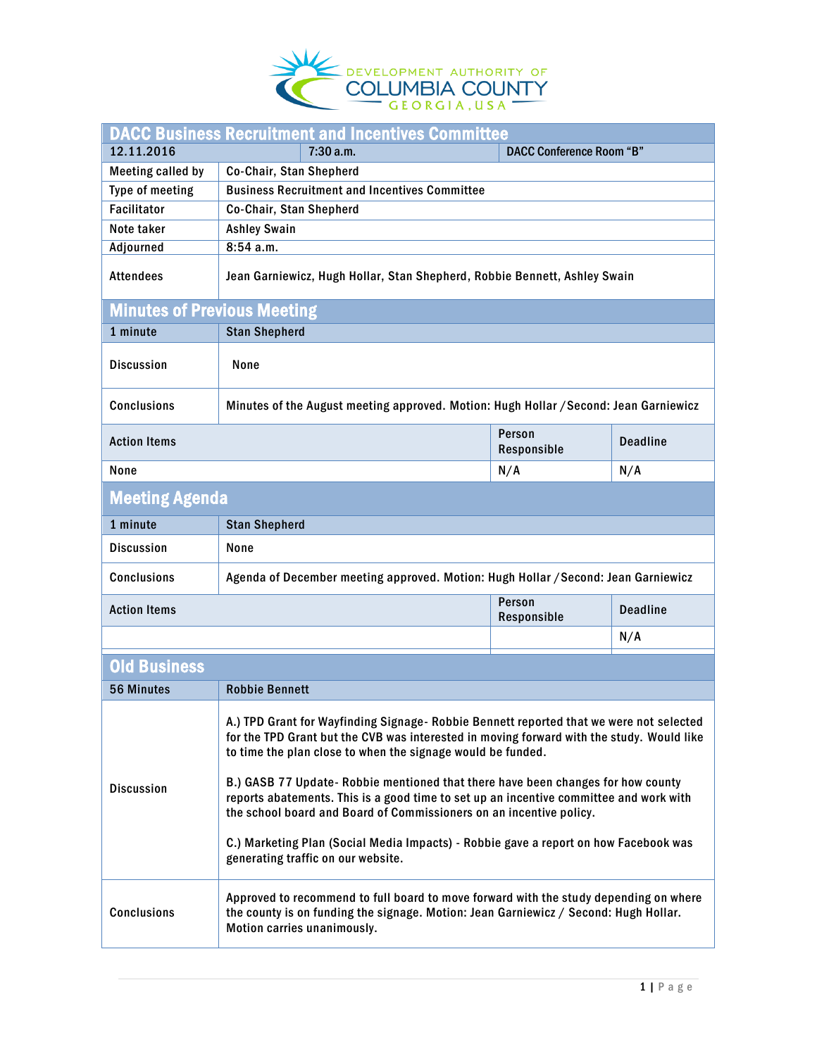DEVELOPMENT AUTHORITY OF COLUMBIA COUNTY GEORGIA, USA

# DACC Business Recruitment and Incentives Committee

| 12.11.2016 | 7:30 a.m. | DACC Conference Room "B" |
|---|---|---|
| Meeting called by | Co-Chair, Stan Shepherd | |
| Type of meeting | Business Recruitment and Incentives Committee | |
| Facilitator | Co-Chair, Stan Shepherd | |
| Note taker | Ashley Swain | |
| Adjourned | 8:54 a.m. | |
| Attendees | Jean Garniewicz, Hugh Hollar, Stan Shepherd, Robbie Bennett, Ashley Swain | |

## Minutes of Previous Meeting

| 1 minute | Stan Shepherd |
|---|---|
| Discussion | None |
| Conclusions | Minutes of the August meeting approved. Motion: Hugh Hollar / Second: Jean Garniewicz |

| Action Items | Person Responsible | Deadline |
|---|---|---|
| None | N/A | N/A |

## Meeting Agenda

| 1 minute | Stan Shepherd |
|---|---|
| Discussion | None |
| Conclusions | Agenda of December meeting approved. Motion: Hugh Hollar / Second: Jean Garniewicz |

| Action Items | Person Responsible | Deadline |
|---|---|---|
| | | N/A |

## Old Business

| 56 Minutes | Robbie Bennett |
|---|---|
| Discussion | A.) TPD Grant for Wayfinding Signage- Robbie Bennett reported that we were not selected for the TPD Grant but the CVB was interested in moving forward with the study. Would like to time the plan close to when the signage would be funded.<br><br>B.) GASB 77 Update- Robbie mentioned that there have been changes for how county reports abatements. This is a good time to set up an incentive committee and work with the school board and Board of Commissioners on an incentive policy.<br><br>C.) Marketing Plan (Social Media Impacts) - Robbie gave a report on how Facebook was generating traffic on our website. |
| Conclusions | Approved to recommend to full board to move forward with the study depending on where the county is on funding the signage. Motion: Jean Garniewicz / Second: Hugh Hollar. Motion carries unanimously. |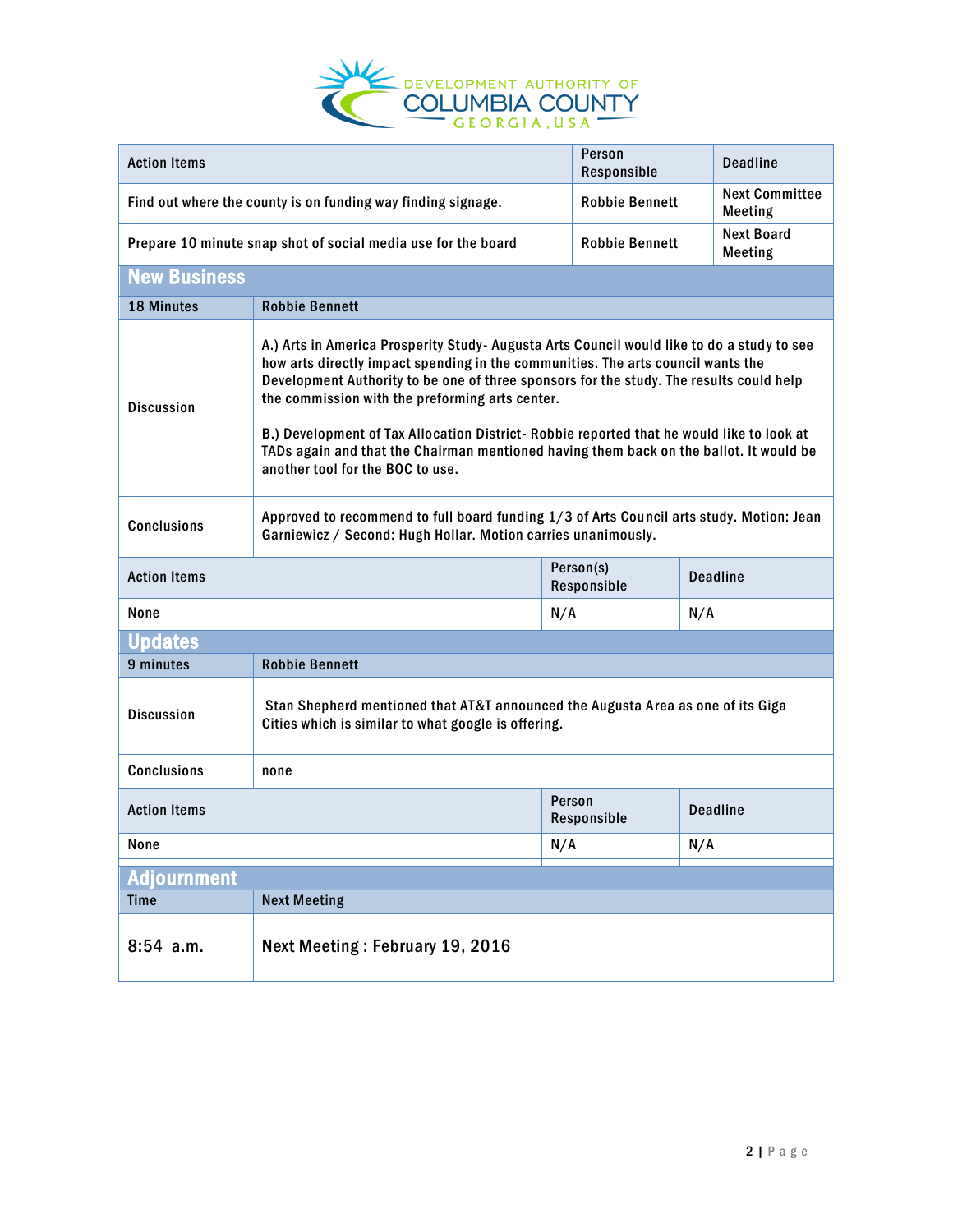DEVELOPMENT AUTHORITY OF COLUMBIA COUNTY GEORGIA, USA

| Action Items | Person Responsible | Deadline |
|---|---|---|
| Find out where the county is on funding way finding signage. | Robbie Bennett | Next Committee Meeting |
| Prepare 10 minute snap shot of social media use for the board | Robbie Bennett | Next Board Meeting |

## New Business

| 18 Minutes | Robbie Bennett |
|---|---|
| Discussion | A.) Arts in America Prosperity Study- Augusta Arts Council would like to do a study to see how arts directly impact spending in the communities. The arts council wants the Development Authority to be one of three sponsors for the study. The results could help the commission with the preforming arts center.<br><br>B.) Development of Tax Allocation District- Robbie reported that he would like to look at TADs again and that the Chairman mentioned having them back on the ballot. It would be another tool for the BOC to use. |
| Conclusions | Approved to recommend to full board funding 1/3 of Arts Council arts study. Motion: Jean Garniewicz / Second: Hugh Hollar. Motion carries unanimously. |

| Action Items | Person(s) Responsible | Deadline |
|---|---|---|
| None | N/A | N/A |

## Updates

| 9 minutes | Robbie Bennett |
|---|---|
| Discussion | Stan Shepherd mentioned that AT&T announced the Augusta Area as one of its Giga Cities which is similar to what google is offering. |
| Conclusions | none |

| Action Items | Person Responsible | Deadline |
|---|---|---|
| None | N/A | N/A |

## Adjournment

| Time | Next Meeting |
|---|---|
| 8:54 a.m. | Next Meeting : February 19, 2016 |